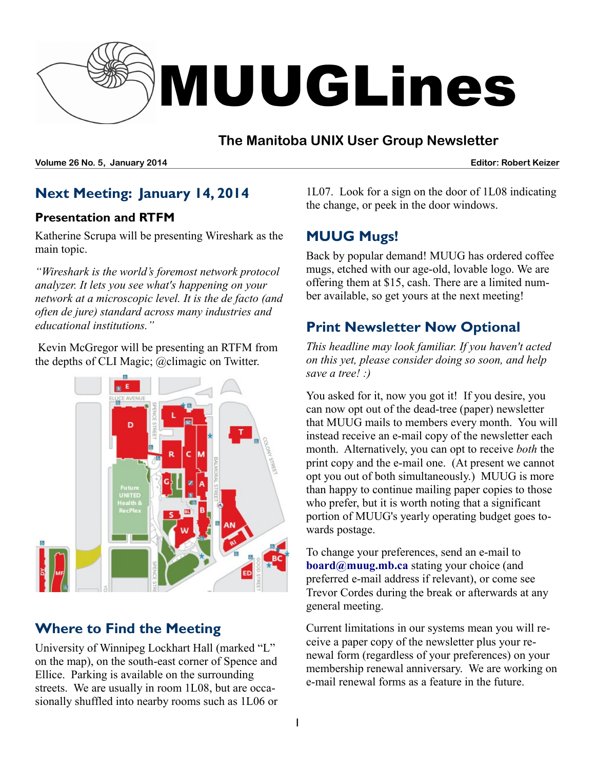# MUUGLines

## The Manitoba UNIX User Group Newsletter

**Volume 26 No. 5, January 2014** **Editor: Robert Keizer**

## Next Meeting: January 14, 2014

### Presentation and RTFM

Katherine Scrupa will be presenting Wireshark as the main topic.

*"Wireshark is the world's foremost network protocol analyzer. It lets you see what's happening on your network at a microscopic level. It is the de facto (and often de jure) standard across many industries and educational institutions."*

Kevin McGregor will be presenting an RTFM from the depths of CLI Magic; @climagic on Twitter.

## Where to Find the Meeting

University of Winnipeg Lockhart Hall (marked "L" on the map), on the south-east corner of Spence and Ellice. Parking is available on the surrounding streets. We are usually in room 1L08, but are occasionally shuffled into nearby rooms such as 1L06 or 1L07. Look for a sign on the door of 1L08 indicating the change, or peek in the door windows.

## MUUG Mugs!

Back by popular demand! MUUG has ordered coffee mugs, etched with our age-old, lovable logo. We are offering them at $15, cash. There are a limited number available, so get yours at the next meeting!

## Print Newsletter Now Optional

*This headline may look familiar. If you haven't acted on this yet, please consider doing so soon, and help save a tree! :)*

You asked for it, now you got it! If you desire, you can now opt out of the dead-tree (paper) newsletter that MUUG mails to members every month. You will instead receive an e-mail copy of the newsletter each month. Alternatively, you can opt to receive *both* the print copy and the e-mail one. (At present we cannot opt you out of both simultaneously.) MUUG is more than happy to continue mailing paper copies to those who prefer, but it is worth noting that a significant portion of MUUG's yearly operating budget goes towards postage.

To change your preferences, send an e-mail to **board@muug.mb.ca** stating your choice (and preferred e-mail address if relevant), or come see Trevor Cordes during the break or afterwards at any general meeting.

Current limitations in our systems mean you will receive a paper copy of the newsletter plus your renewal form (regardless of your preferences) on your membership renewal anniversary. We are working on e-mail renewal forms as a feature in the future.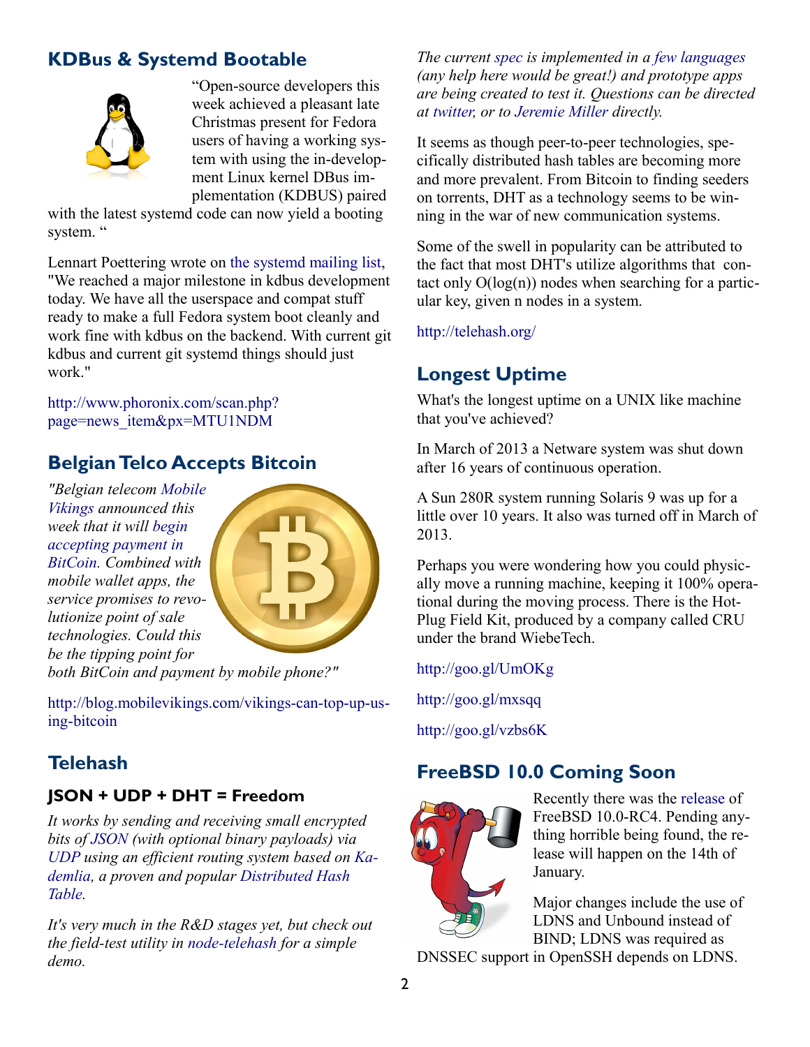## KDBus & Systemd Bootable

"Open-source developers this week achieved a pleasant late Christmas present for Fedora users of having a working system with using the in-development Linux kernel DBus implementation (KDBUS) paired with the latest systemd code can now yield a booting system. "

Lennart Poettering wrote on the systemd mailing list, "We reached a major milestone in kdbus development today. We have all the userspace and compat stuff ready to make a full Fedora system boot cleanly and work fine with kdbus on the backend. With current git kdbus and current git systemd things should just work."

http://www.phoronix.com/scan.php?page=news_item&px=MTU1NDM

## Belgian Telco Accepts Bitcoin

*"Belgian telecom Mobile Vikings announced this week that it will begin accepting payment in BitCoin. Combined with mobile wallet apps, the service promises to revolutionize point of sale technologies. Could this be the tipping point for both BitCoin and payment by mobile phone?"*

http://blog.mobilevikings.com/vikings-can-top-up-using-bitcoin

## Telehash

### JSON + UDP + DHT = Freedom

*It works by sending and receiving small encrypted bits of JSON (with optional binary payloads) via UDP using an efficient routing system based on Kademlia, a proven and popular Distributed Hash Table.*

*It's very much in the R&D stages yet, but check out the field-test utility in node-telehash for a simple demo.*

*The current spec is implemented in a few languages (any help here would be great!) and prototype apps are being created to test it. Questions can be directed at twitter, or to Jeremie Miller directly.*

It seems as though peer-to-peer technologies, specifically distributed hash tables are becoming more and more prevalent. From Bitcoin to finding seeders on torrents, DHT as a technology seems to be winning in the war of new communication systems.

Some of the swell in popularity can be attributed to the fact that most DHT's utilize algorithms that contact only O(log(n)) nodes when searching for a particular key, given n nodes in a system.

http://telehash.org/

## Longest Uptime

What's the longest uptime on a UNIX like machine that you've achieved?

In March of 2013 a Netware system was shut down after 16 years of continuous operation.

A Sun 280R system running Solaris 9 was up for a little over 10 years. It also was turned off in March of 2013.

Perhaps you were wondering how you could physically move a running machine, keeping it 100% operational during the moving process. There is the Hot-Plug Field Kit, produced by a company called CRU under the brand WiebeTech.

http://goo.gl/UmOKg

http://goo.gl/mxsqq

http://goo.gl/vzbs6K

## FreeBSD 10.0 Coming Soon

Recently there was the release of FreeBSD 10.0-RC4. Pending anything horrible being found, the release will happen on the 14th of January.

Major changes include the use of LDNS and Unbound instead of BIND; LDNS was required as DNSSEC support in OpenSSH depends on LDNS.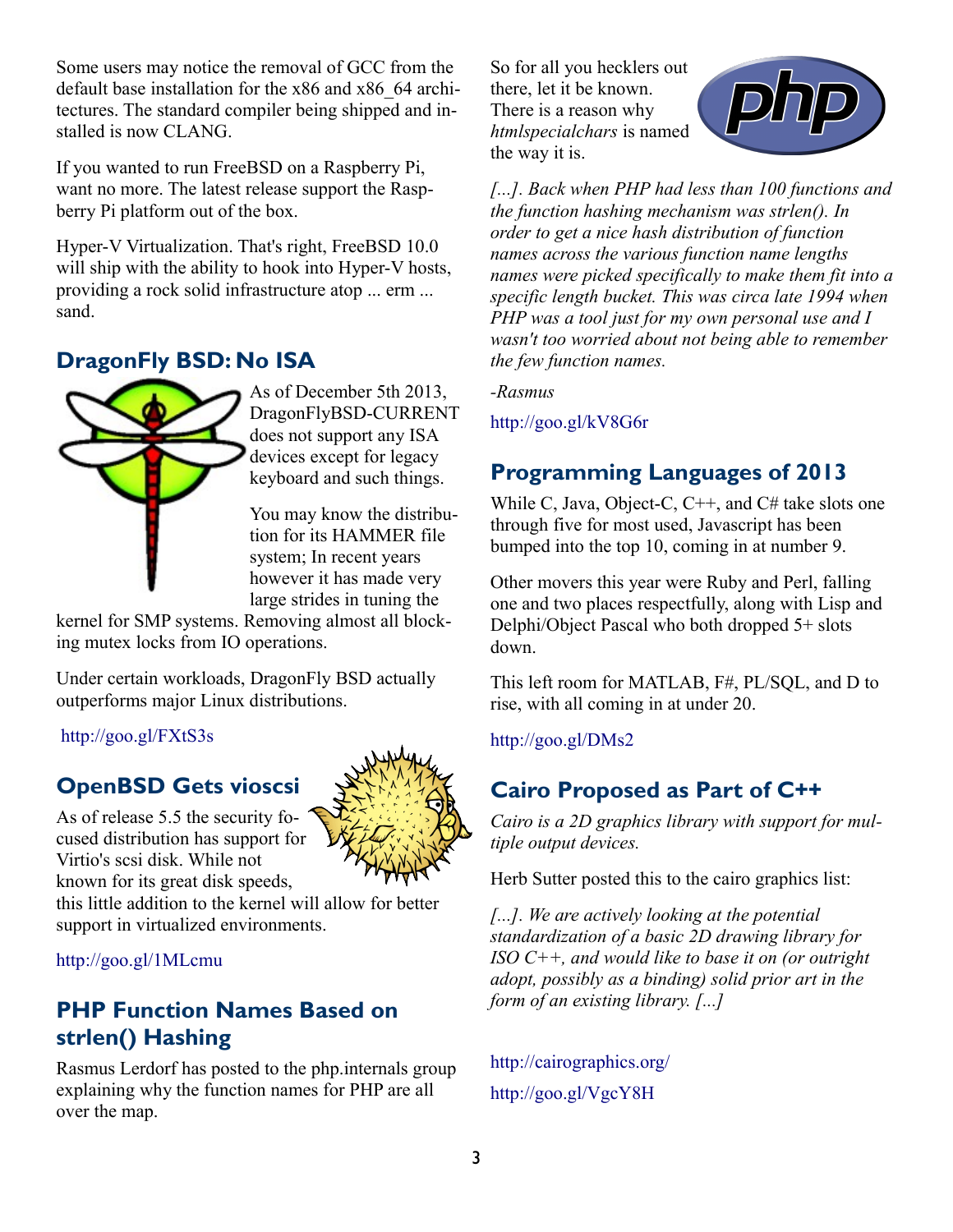Some users may notice the removal of GCC from the default base installation for the x86 and x86_64 architectures. The standard compiler being shipped and installed is now CLANG.

If you wanted to run FreeBSD on a Raspberry Pi, want no more. The latest release support the Raspberry Pi platform out of the box.

Hyper-V Virtualization. That's right, FreeBSD 10.0 will ship with the ability to hook into Hyper-V hosts, providing a rock solid infrastructure atop ... erm ... sand.

## DragonFly BSD: No ISA

As of December 5th 2013, DragonFlyBSD-CURRENT does not support any ISA devices except for legacy keyboard and such things.

You may know the distribution for its HAMMER file system; In recent years however it has made very large strides in tuning the kernel for SMP systems. Removing almost all blocking mutex locks from IO operations.

Under certain workloads, DragonFly BSD actually outperforms major Linux distributions.

http://goo.gl/FXtS3s

## OpenBSD Gets vioscsi

As of release 5.5 the security focused distribution has support for Virtio's scsi disk. While not known for its great disk speeds, this little addition to the kernel will allow for better support in virtualized environments.

http://goo.gl/1MLcmu

## PHP Function Names Based on strlen() Hashing

Rasmus Lerdorf has posted to the php.internals group explaining why the function names for PHP are all over the map.

So for all you hecklers out there, let it be known. There is a reason why *htmlspecialchars* is named the way it is.

*[...]. Back when PHP had less than 100 functions and the function hashing mechanism was strlen(). In order to get a nice hash distribution of function names across the various function name lengths names were picked specifically to make them fit into a specific length bucket. This was circa late 1994 when PHP was a tool just for my own personal use and I wasn't too worried about not being able to remember the few function names.*

*-Rasmus*

http://goo.gl/kV8G6r

## Programming Languages of 2013

While C, Java, Object-C, C++, and C# take slots one through five for most used, Javascript has been bumped into the top 10, coming in at number 9.

Other movers this year were Ruby and Perl, falling one and two places respectfully, along with Lisp and Delphi/Object Pascal who both dropped 5+ slots down.

This left room for MATLAB, F#, PL/SQL, and D to rise, with all coming in at under 20.

http://goo.gl/DMs2

## Cairo Proposed as Part of C++

*Cairo is a 2D graphics library with support for multiple output devices.*

Herb Sutter posted this to the cairo graphics list:

*[...]. We are actively looking at the potential standardization of a basic 2D drawing library for ISO C++, and would like to base it on (or outright adopt, possibly as a binding) solid prior art in the form of an existing library. [...]*

http://cairographics.org/

http://goo.gl/VgcY8H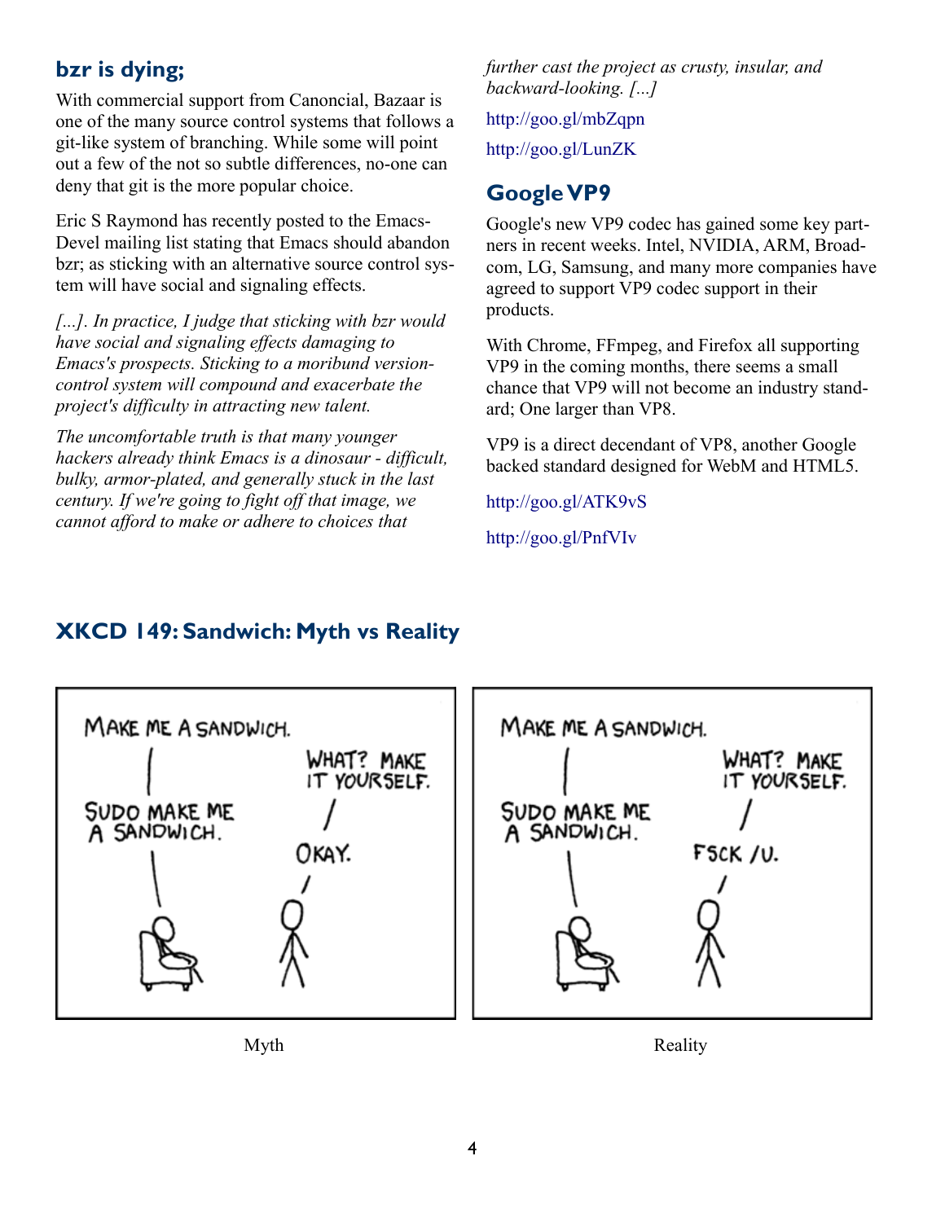## bzr is dying;

With commercial support from Canoncial, Bazaar is one of the many source control systems that follows a git-like system of branching. While some will point out a few of the not so subtle differences, no-one can deny that git is the more popular choice.

Eric S Raymond has recently posted to the Emacs-Devel mailing list stating that Emacs should abandon bzr; as sticking with an alternative source control system will have social and signaling effects.

*[...]. In practice, I judge that sticking with bzr would have social and signaling effects damaging to Emacs's prospects. Sticking to a moribund version-control system will compound and exacerbate the project's difficulty in attracting new talent.*

*The uncomfortable truth is that many younger hackers already think Emacs is a dinosaur - difficult, bulky, armor-plated, and generally stuck in the last century. If we're going to fight off that image, we cannot afford to make or adhere to choices that further cast the project as crusty, insular, and backward-looking. [...]*

http://goo.gl/mbZqpn

http://goo.gl/LunZK

## Google VP9

Google's new VP9 codec has gained some key partners in recent weeks. Intel, NVIDIA, ARM, Broadcom, LG, Samsung, and many more companies have agreed to support VP9 codec support in their products.

With Chrome, FFmpeg, and Firefox all supporting VP9 in the coming months, there seems a small chance that VP9 will not become an industry standard; One larger than VP8.

VP9 is a direct decendant of VP8, another Google backed standard designed for WebM and HTML5.

http://goo.gl/ATK9vS

http://goo.gl/PnfVIv

## XKCD 149: Sandwich: Myth vs Reality

Myth

Reality